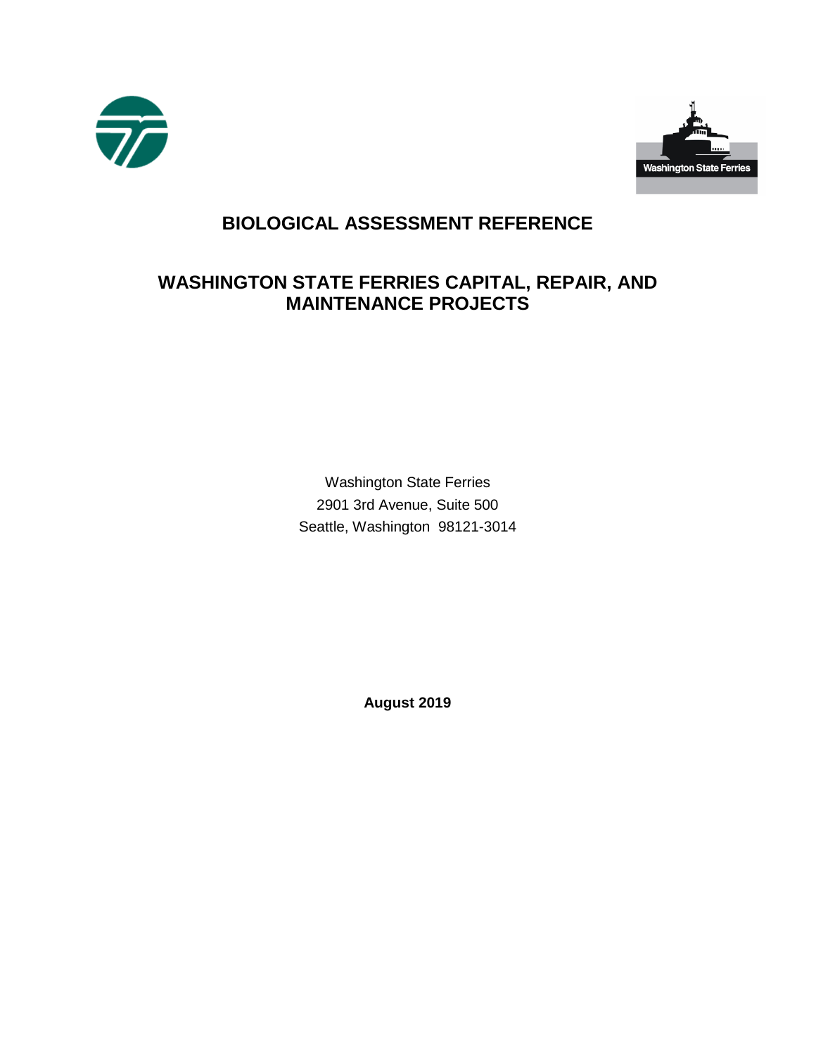# BIOLOGICAL ASSESSMENT REFERENCE

# WASHINGTON STATE FERRIES CAPITAL, REPAIR, AND MAINTENANCE PROJECTS

Washington State Ferries
2901 3rd Avenue, Suite 500
Seattle, Washington 98121-3014

**August 2019**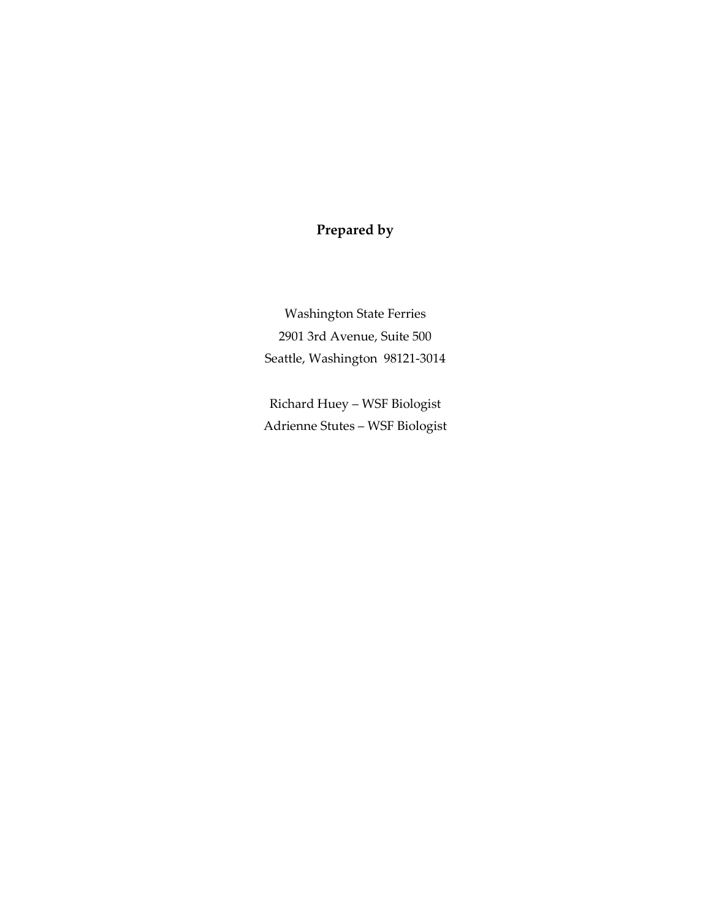**Prepared by**

Washington State Ferries
2901 3rd Avenue, Suite 500
Seattle, Washington 98121-3014

Richard Huey – WSF Biologist
Adrienne Stutes – WSF Biologist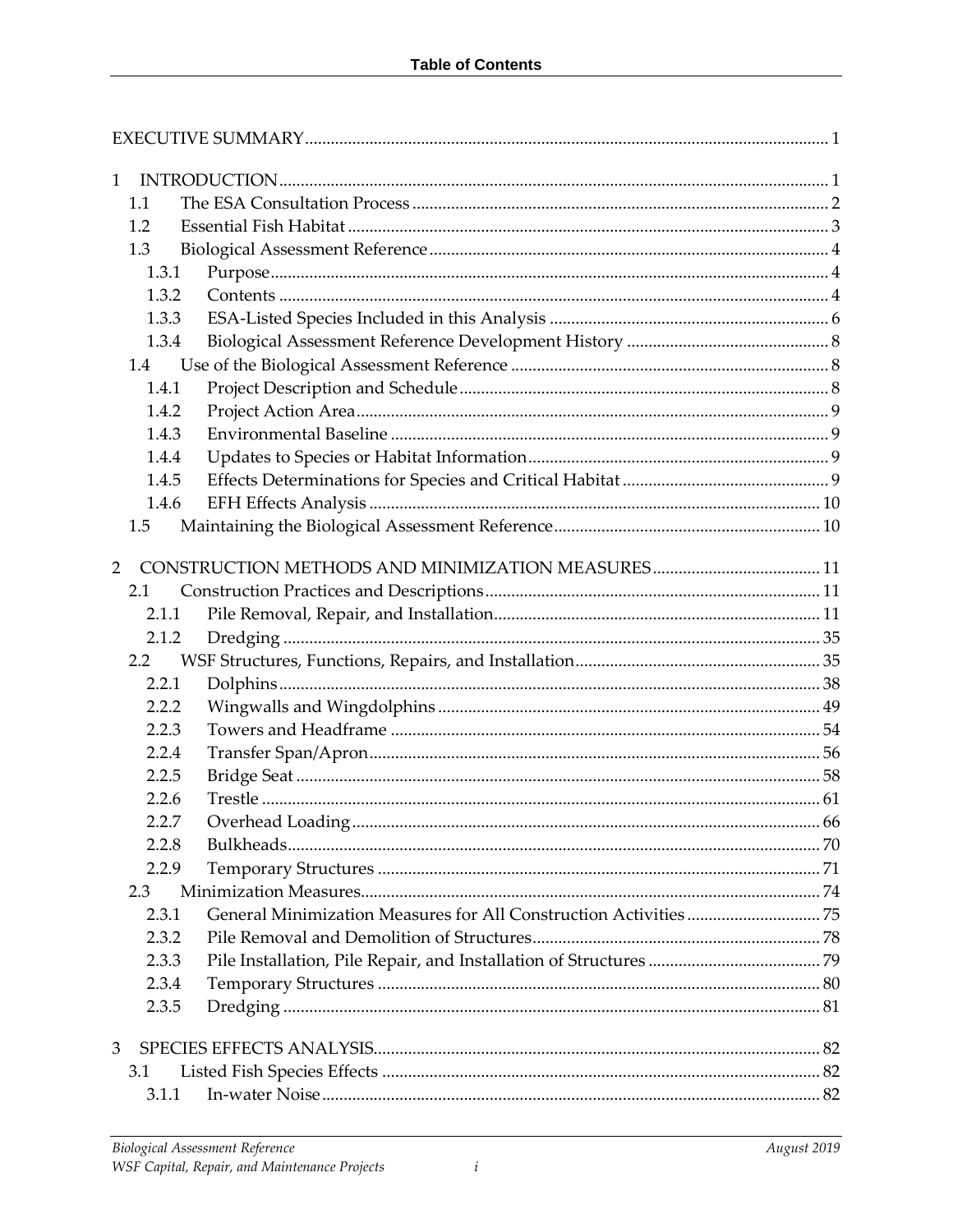# Table of Contents

EXECUTIVE SUMMARY ..... 1

1 INTRODUCTION ..... 1
- 1.1 The ESA Consultation Process ..... 2
- 1.2 Essential Fish Habitat ..... 3
- 1.3 Biological Assessment Reference ..... 4
  - 1.3.1 Purpose ..... 4
  - 1.3.2 Contents ..... 4
  - 1.3.3 ESA-Listed Species Included in this Analysis ..... 6
  - 1.3.4 Biological Assessment Reference Development History ..... 8
- 1.4 Use of the Biological Assessment Reference ..... 8
  - 1.4.1 Project Description and Schedule ..... 8
  - 1.4.2 Project Action Area ..... 9
  - 1.4.3 Environmental Baseline ..... 9
  - 1.4.4 Updates to Species or Habitat Information ..... 9
  - 1.4.5 Effects Determinations for Species and Critical Habitat ..... 9
  - 1.4.6 EFH Effects Analysis ..... 10
- 1.5 Maintaining the Biological Assessment Reference ..... 10

2 CONSTRUCTION METHODS AND MINIMIZATION MEASURES ..... 11
- 2.1 Construction Practices and Descriptions ..... 11
  - 2.1.1 Pile Removal, Repair, and Installation ..... 11
  - 2.1.2 Dredging ..... 35
- 2.2 WSF Structures, Functions, Repairs, and Installation ..... 35
  - 2.2.1 Dolphins ..... 38
  - 2.2.2 Wingwalls and Wingdolphins ..... 49
  - 2.2.3 Towers and Headframe ..... 54
  - 2.2.4 Transfer Span/Apron ..... 56
  - 2.2.5 Bridge Seat ..... 58
  - 2.2.6 Trestle ..... 61
  - 2.2.7 Overhead Loading ..... 66
  - 2.2.8 Bulkheads ..... 70
  - 2.2.9 Temporary Structures ..... 71
- 2.3 Minimization Measures ..... 74
  - 2.3.1 General Minimization Measures for All Construction Activities ..... 75
  - 2.3.2 Pile Removal and Demolition of Structures ..... 78
  - 2.3.3 Pile Installation, Pile Repair, and Installation of Structures ..... 79
  - 2.3.4 Temporary Structures ..... 80
  - 2.3.5 Dredging ..... 81

3 SPECIES EFFECTS ANALYSIS ..... 82
- 3.1 Listed Fish Species Effects ..... 82
  - 3.1.1 In-water Noise ..... 82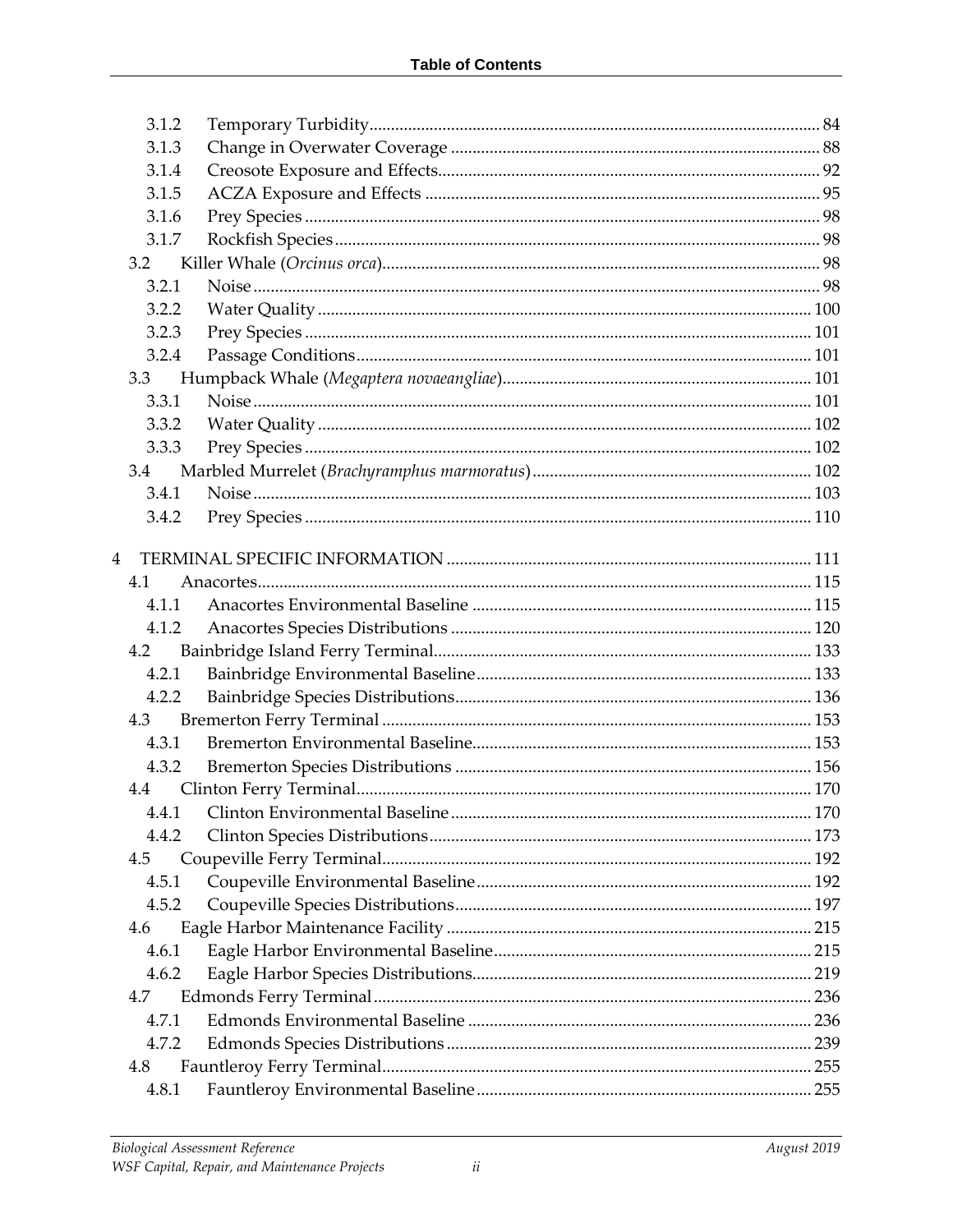3.1.2 Temporary Turbidity ..... 84
3.1.3 Change in Overwater Coverage ..... 88
3.1.4 Creosote Exposure and Effects ..... 92
3.1.5 ACZA Exposure and Effects ..... 95
3.1.6 Prey Species ..... 98
3.1.7 Rockfish Species ..... 98
3.2 Killer Whale (*Orcinus orca*) ..... 98
3.2.1 Noise ..... 98
3.2.2 Water Quality ..... 100
3.2.3 Prey Species ..... 101
3.2.4 Passage Conditions ..... 101
3.3 Humpback Whale (*Megaptera novaeangliae*) ..... 101
3.3.1 Noise ..... 101
3.3.2 Water Quality ..... 102
3.3.3 Prey Species ..... 102
3.4 Marbled Murrelet (*Brachyramphus marmoratus*) ..... 102
3.4.1 Noise ..... 103
3.4.2 Prey Species ..... 110

4 TERMINAL SPECIFIC INFORMATION ..... 111
4.1 Anacortes ..... 115
4.1.1 Anacortes Environmental Baseline ..... 115
4.1.2 Anacortes Species Distributions ..... 120
4.2 Bainbridge Island Ferry Terminal ..... 133
4.2.1 Bainbridge Environmental Baseline ..... 133
4.2.2 Bainbridge Species Distributions ..... 136
4.3 Bremerton Ferry Terminal ..... 153
4.3.1 Bremerton Environmental Baseline ..... 153
4.3.2 Bremerton Species Distributions ..... 156
4.4 Clinton Ferry Terminal ..... 170
4.4.1 Clinton Environmental Baseline ..... 170
4.4.2 Clinton Species Distributions ..... 173
4.5 Coupeville Ferry Terminal ..... 192
4.5.1 Coupeville Environmental Baseline ..... 192
4.5.2 Coupeville Species Distributions ..... 197
4.6 Eagle Harbor Maintenance Facility ..... 215
4.6.1 Eagle Harbor Environmental Baseline ..... 215
4.6.2 Eagle Harbor Species Distributions ..... 219
4.7 Edmonds Ferry Terminal ..... 236
4.7.1 Edmonds Environmental Baseline ..... 236
4.7.2 Edmonds Species Distributions ..... 239
4.8 Fauntleroy Ferry Terminal ..... 255
4.8.1 Fauntleroy Environmental Baseline ..... 255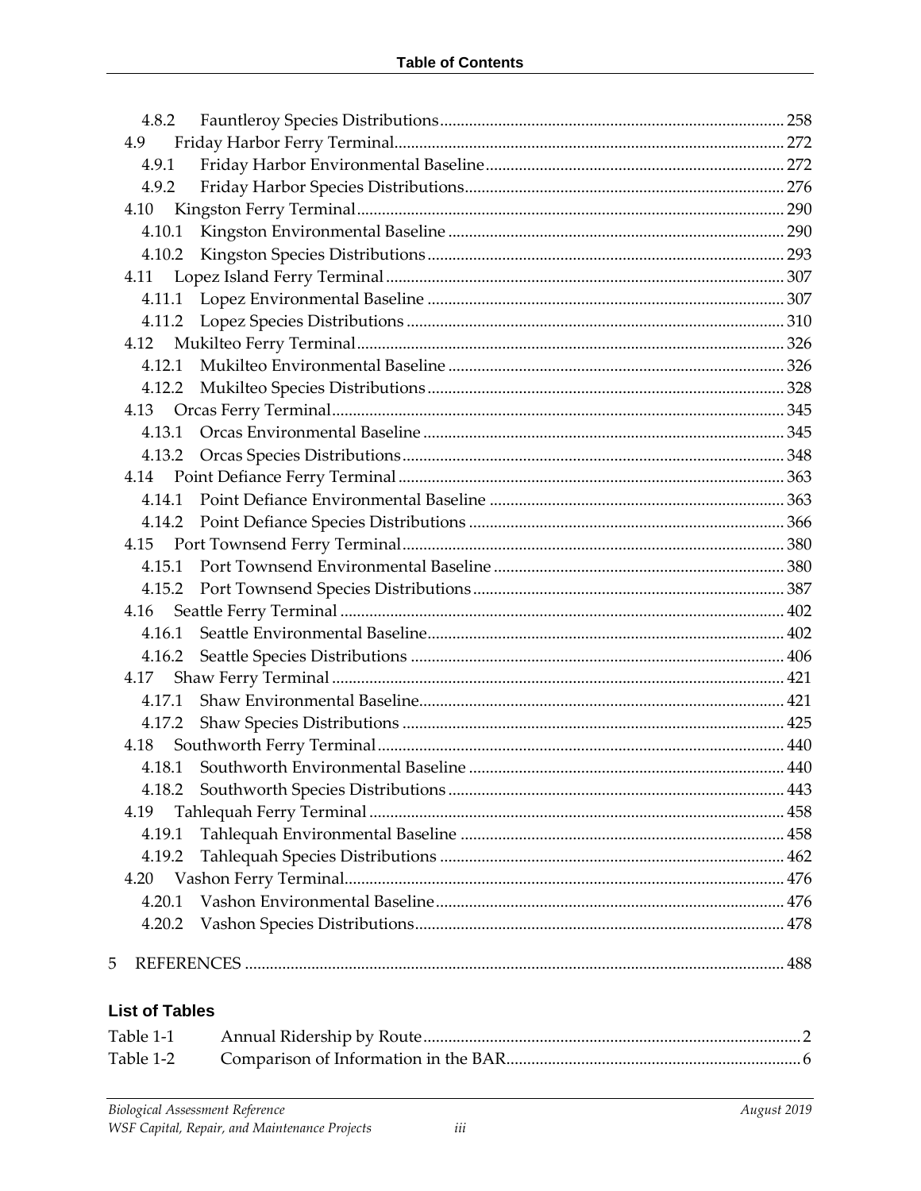4.8.2 Fauntleroy Species Distributions ............ 258
4.9 Friday Harbor Ferry Terminal ............ 272
4.9.1 Friday Harbor Environmental Baseline ............ 272
4.9.2 Friday Harbor Species Distributions ............ 276
4.10 Kingston Ferry Terminal ............ 290
4.10.1 Kingston Environmental Baseline ............ 290
4.10.2 Kingston Species Distributions ............ 293
4.11 Lopez Island Ferry Terminal ............ 307
4.11.1 Lopez Environmental Baseline ............ 307
4.11.2 Lopez Species Distributions ............ 310
4.12 Mukilteo Ferry Terminal ............ 326
4.12.1 Mukilteo Environmental Baseline ............ 326
4.12.2 Mukilteo Species Distributions ............ 328
4.13 Orcas Ferry Terminal ............ 345
4.13.1 Orcas Environmental Baseline ............ 345
4.13.2 Orcas Species Distributions ............ 348
4.14 Point Defiance Ferry Terminal ............ 363
4.14.1 Point Defiance Environmental Baseline ............ 363
4.14.2 Point Defiance Species Distributions ............ 366
4.15 Port Townsend Ferry Terminal ............ 380
4.15.1 Port Townsend Environmental Baseline ............ 380
4.15.2 Port Townsend Species Distributions ............ 387
4.16 Seattle Ferry Terminal ............ 402
4.16.1 Seattle Environmental Baseline ............ 402
4.16.2 Seattle Species Distributions ............ 406
4.17 Shaw Ferry Terminal ............ 421
4.17.1 Shaw Environmental Baseline ............ 421
4.17.2 Shaw Species Distributions ............ 425
4.18 Southworth Ferry Terminal ............ 440
4.18.1 Southworth Environmental Baseline ............ 440
4.18.2 Southworth Species Distributions ............ 443
4.19 Tahlequah Ferry Terminal ............ 458
4.19.1 Tahlequah Environmental Baseline ............ 458
4.19.2 Tahlequah Species Distributions ............ 462
4.20 Vashon Ferry Terminal ............ 476
4.20.1 Vashon Environmental Baseline ............ 476
4.20.2 Vashon Species Distributions ............ 478

5 REFERENCES ............ 488

## List of Tables

Table 1-1 Annual Ridership by Route ............ 2
Table 1-2 Comparison of Information in the BAR ............ 6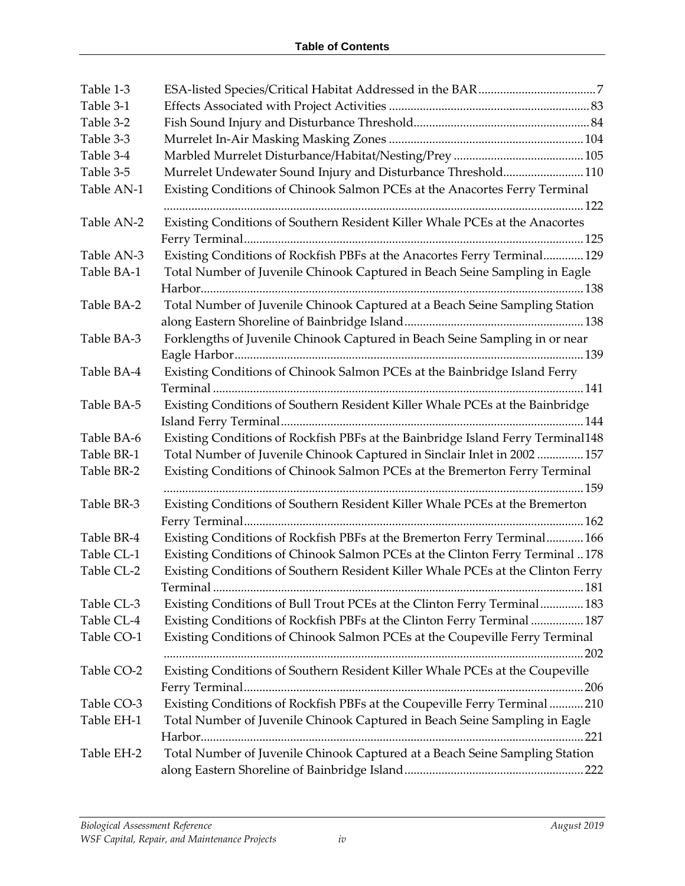Table 1-3 ESA-listed Species/Critical Habitat Addressed in the BAR ..................................... 7
Table 3-1 Effects Associated with Project Activities ................................................................ 83
Table 3-2 Fish Sound Injury and Disturbance Threshold......................................................... 84
Table 3-3 Murrelet In-Air Masking Masking Zones ............................................................... 104
Table 3-4 Marbled Murrelet Disturbance/Habitat/Nesting/Prey .......................................... 105
Table 3-5 Murrelet Undewater Sound Injury and Disturbance Threshold.......................... 110
Table AN-1 Existing Conditions of Chinook Salmon PCEs at the Anacortes Ferry Terminal ....................................................................................................................... 122
Table AN-2 Existing Conditions of Southern Resident Killer Whale PCEs at the Anacortes Ferry Terminal............................................................................................................ 125
Table AN-3 Existing Conditions of Rockfish PBFs at the Anacortes Ferry Terminal............. 129
Table BA-1 Total Number of Juvenile Chinook Captured in Beach Seine Sampling in Eagle Harbor.......................................................................................................................... 138
Table BA-2 Total Number of Juvenile Chinook Captured at a Beach Seine Sampling Station along Eastern Shoreline of Bainbridge Island.......................................................... 138
Table BA-3 Forklengths of Juvenile Chinook Captured in Beach Seine Sampling in or near Eagle Harbor................................................................................................................ 139
Table BA-4 Existing Conditions of Chinook Salmon PCEs at the Bainbridge Island Ferry Terminal ....................................................................................................................... 141
Table BA-5 Existing Conditions of Southern Resident Killer Whale PCEs at the Bainbridge Island Ferry Terminal................................................................................................. 144
Table BA-6 Existing Conditions of Rockfish PBFs at the Bainbridge Island Ferry Terminal148
Table BR-1 Total Number of Juvenile Chinook Captured in Sinclair Inlet in 2002 ............... 157
Table BR-2 Existing Conditions of Chinook Salmon PCEs at the Bremerton Ferry Terminal ....................................................................................................................... 159
Table BR-3 Existing Conditions of Southern Resident Killer Whale PCEs at the Bremerton Ferry Terminal............................................................................................................ 162
Table BR-4 Existing Conditions of Rockfish PBFs at the Bremerton Ferry Terminal............ 166
Table CL-1 Existing Conditions of Chinook Salmon PCEs at the Clinton Ferry Terminal .. 178
Table CL-2 Existing Conditions of Southern Resident Killer Whale PCEs at the Clinton Ferry Terminal ....................................................................................................................... 181
Table CL-3 Existing Conditions of Bull Trout PCEs at the Clinton Ferry Terminal.............. 183
Table CL-4 Existing Conditions of Rockfish PBFs at the Clinton Ferry Terminal ................. 187
Table CO-1 Existing Conditions of Chinook Salmon PCEs at the Coupeville Ferry Terminal ....................................................................................................................... 202
Table CO-2 Existing Conditions of Southern Resident Killer Whale PCEs at the Coupeville Ferry Terminal............................................................................................................ 206
Table CO-3 Existing Conditions of Rockfish PBFs at the Coupeville Ferry Terminal ........... 210
Table EH-1 Total Number of Juvenile Chinook Captured in Beach Seine Sampling in Eagle Harbor.......................................................................................................................... 221
Table EH-2 Total Number of Juvenile Chinook Captured at a Beach Seine Sampling Station along Eastern Shoreline of Bainbridge Island.......................................................... 222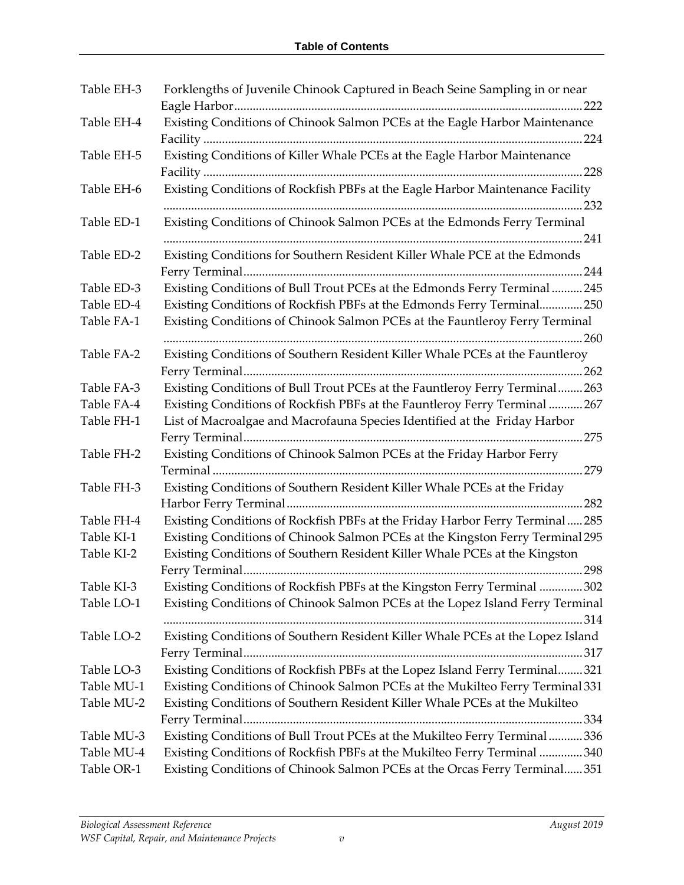| | | |
|---|---|---|
| Table EH-3 | Forklengths of Juvenile Chinook Captured in Beach Seine Sampling in or near Eagle Harbor | 222 |
| Table EH-4 | Existing Conditions of Chinook Salmon PCEs at the Eagle Harbor Maintenance Facility | 224 |
| Table EH-5 | Existing Conditions of Killer Whale PCEs at the Eagle Harbor Maintenance Facility | 228 |
| Table EH-6 | Existing Conditions of Rockfish PBFs at the Eagle Harbor Maintenance Facility | 232 |
| Table ED-1 | Existing Conditions of Chinook Salmon PCEs at the Edmonds Ferry Terminal | 241 |
| Table ED-2 | Existing Conditions for Southern Resident Killer Whale PCE at the Edmonds Ferry Terminal | 244 |
| Table ED-3 | Existing Conditions of Bull Trout PCEs at the Edmonds Ferry Terminal | 245 |
| Table ED-4 | Existing Conditions of Rockfish PBFs at the Edmonds Ferry Terminal | 250 |
| Table FA-1 | Existing Conditions of Chinook Salmon PCEs at the Fauntleroy Ferry Terminal | 260 |
| Table FA-2 | Existing Conditions of Southern Resident Killer Whale PCEs at the Fauntleroy Ferry Terminal | 262 |
| Table FA-3 | Existing Conditions of Bull Trout PCEs at the Fauntleroy Ferry Terminal | 263 |
| Table FA-4 | Existing Conditions of Rockfish PBFs at the Fauntleroy Ferry Terminal | 267 |
| Table FH-1 | List of Macroalgae and Macrofauna Species Identified at the Friday Harbor Ferry Terminal | 275 |
| Table FH-2 | Existing Conditions of Chinook Salmon PCEs at the Friday Harbor Ferry Terminal | 279 |
| Table FH-3 | Existing Conditions of Southern Resident Killer Whale PCEs at the Friday Harbor Ferry Terminal | 282 |
| Table FH-4 | Existing Conditions of Rockfish PBFs at the Friday Harbor Ferry Terminal | 285 |
| Table KI-1 | Existing Conditions of Chinook Salmon PCEs at the Kingston Ferry Terminal | 295 |
| Table KI-2 | Existing Conditions of Southern Resident Killer Whale PCEs at the Kingston Ferry Terminal | 298 |
| Table KI-3 | Existing Conditions of Rockfish PBFs at the Kingston Ferry Terminal | 302 |
| Table LO-1 | Existing Conditions of Chinook Salmon PCEs at the Lopez Island Ferry Terminal | 314 |
| Table LO-2 | Existing Conditions of Southern Resident Killer Whale PCEs at the Lopez Island Ferry Terminal | 317 |
| Table LO-3 | Existing Conditions of Rockfish PBFs at the Lopez Island Ferry Terminal | 321 |
| Table MU-1 | Existing Conditions of Chinook Salmon PCEs at the Mukilteo Ferry Terminal | 331 |
| Table MU-2 | Existing Conditions of Southern Resident Killer Whale PCEs at the Mukilteo Ferry Terminal | 334 |
| Table MU-3 | Existing Conditions of Bull Trout PCEs at the Mukilteo Ferry Terminal | 336 |
| Table MU-4 | Existing Conditions of Rockfish PBFs at the Mukilteo Ferry Terminal | 340 |
| Table OR-1 | Existing Conditions of Chinook Salmon PCEs at the Orcas Ferry Terminal | 351 |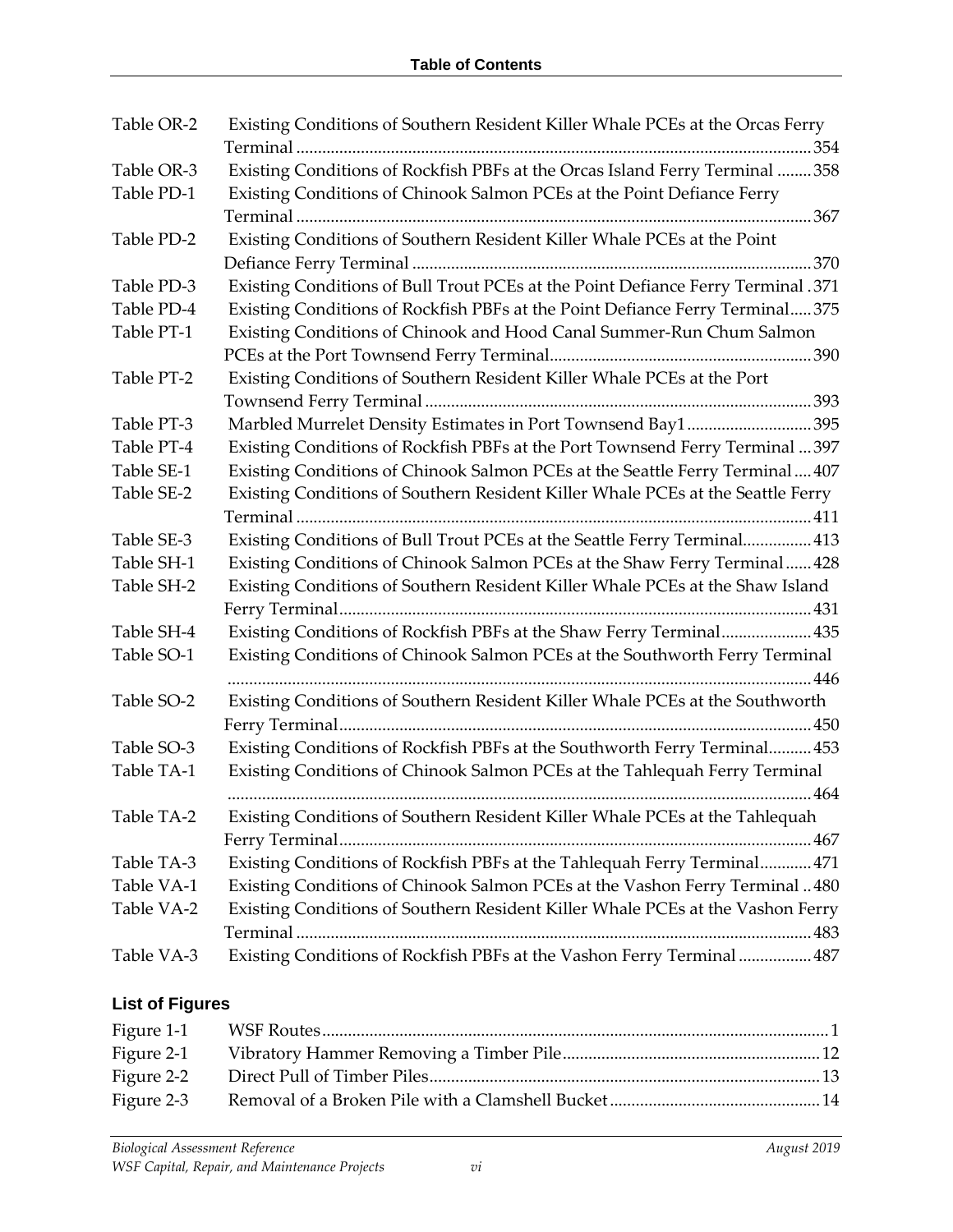| | | |
|---|---|---|
| Table OR-2 | Existing Conditions of Southern Resident Killer Whale PCEs at the Orcas Ferry Terminal | 354 |
| Table OR-3 | Existing Conditions of Rockfish PBFs at the Orcas Island Ferry Terminal | 358 |
| Table PD-1 | Existing Conditions of Chinook Salmon PCEs at the Point Defiance Ferry Terminal | 367 |
| Table PD-2 | Existing Conditions of Southern Resident Killer Whale PCEs at the Point Defiance Ferry Terminal | 370 |
| Table PD-3 | Existing Conditions of Bull Trout PCEs at the Point Defiance Ferry Terminal | 371 |
| Table PD-4 | Existing Conditions of Rockfish PBFs at the Point Defiance Ferry Terminal | 375 |
| Table PT-1 | Existing Conditions of Chinook and Hood Canal Summer-Run Chum Salmon PCEs at the Port Townsend Ferry Terminal | 390 |
| Table PT-2 | Existing Conditions of Southern Resident Killer Whale PCEs at the Port Townsend Ferry Terminal | 393 |
| Table PT-3 | Marbled Murrelet Density Estimates in Port Townsend Bay1 | 395 |
| Table PT-4 | Existing Conditions of Rockfish PBFs at the Port Townsend Ferry Terminal | 397 |
| Table SE-1 | Existing Conditions of Chinook Salmon PCEs at the Seattle Ferry Terminal | 407 |
| Table SE-2 | Existing Conditions of Southern Resident Killer Whale PCEs at the Seattle Ferry Terminal | 411 |
| Table SE-3 | Existing Conditions of Bull Trout PCEs at the Seattle Ferry Terminal | 413 |
| Table SH-1 | Existing Conditions of Chinook Salmon PCEs at the Shaw Ferry Terminal | 428 |
| Table SH-2 | Existing Conditions of Southern Resident Killer Whale PCEs at the Shaw Island Ferry Terminal | 431 |
| Table SH-4 | Existing Conditions of Rockfish PBFs at the Shaw Ferry Terminal | 435 |
| Table SO-1 | Existing Conditions of Chinook Salmon PCEs at the Southworth Ferry Terminal | 446 |
| Table SO-2 | Existing Conditions of Southern Resident Killer Whale PCEs at the Southworth Ferry Terminal | 450 |
| Table SO-3 | Existing Conditions of Rockfish PBFs at the Southworth Ferry Terminal | 453 |
| Table TA-1 | Existing Conditions of Chinook Salmon PCEs at the Tahlequah Ferry Terminal | 464 |
| Table TA-2 | Existing Conditions of Southern Resident Killer Whale PCEs at the Tahlequah Ferry Terminal | 467 |
| Table TA-3 | Existing Conditions of Rockfish PBFs at the Tahlequah Ferry Terminal | 471 |
| Table VA-1 | Existing Conditions of Chinook Salmon PCEs at the Vashon Ferry Terminal | 480 |
| Table VA-2 | Existing Conditions of Southern Resident Killer Whale PCEs at the Vashon Ferry Terminal | 483 |
| Table VA-3 | Existing Conditions of Rockfish PBFs at the Vashon Ferry Terminal | 487 |

### List of Figures

| | | |
|---|---|---|
| Figure 1-1 | WSF Routes | 1 |
| Figure 2-1 | Vibratory Hammer Removing a Timber Pile | 12 |
| Figure 2-2 | Direct Pull of Timber Piles | 13 |
| Figure 2-3 | Removal of a Broken Pile with a Clamshell Bucket | 14 |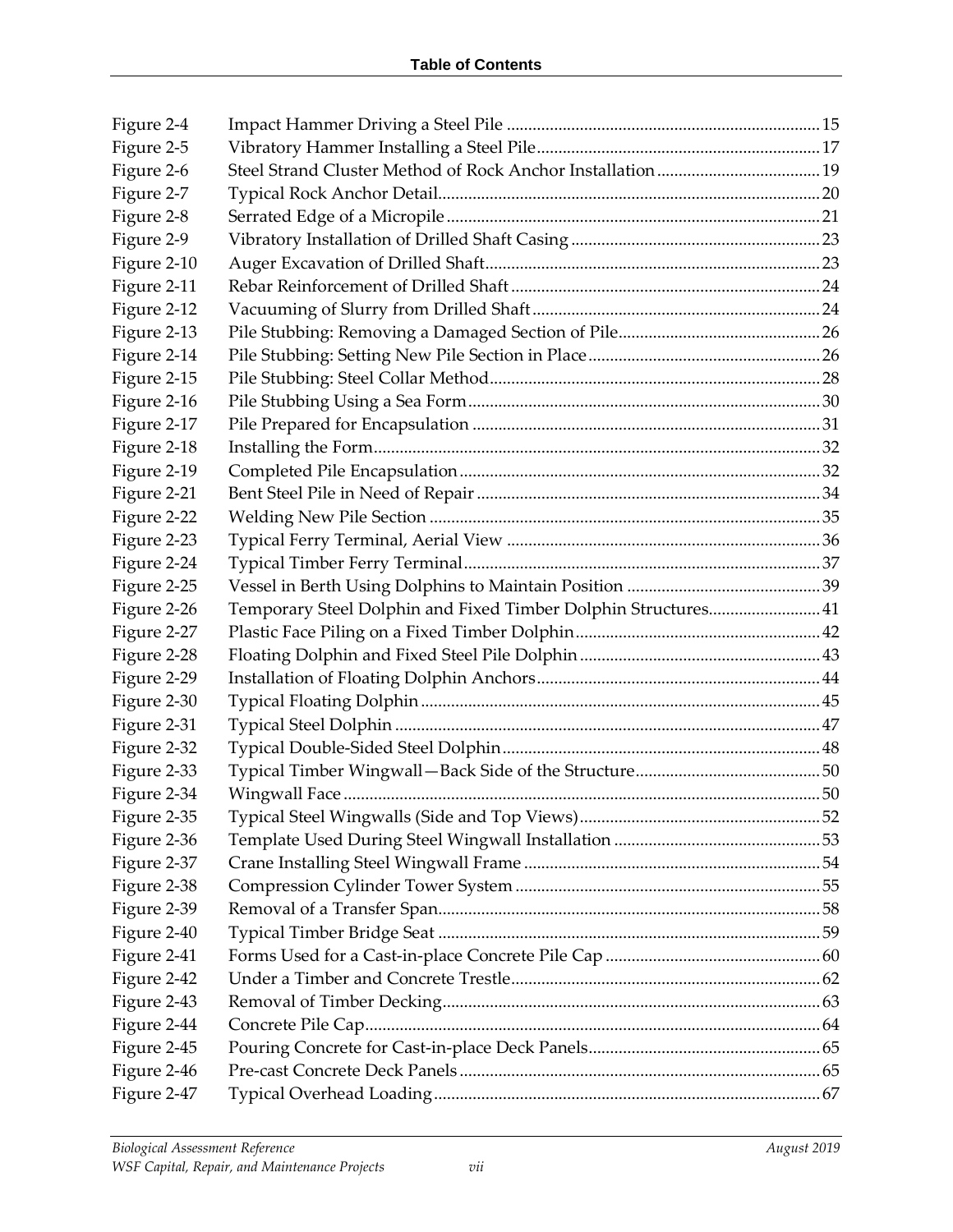# Table of Contents

| | | |
|---|---|---|
| Figure 2-4 | Impact Hammer Driving a Steel Pile | 15 |
| Figure 2-5 | Vibratory Hammer Installing a Steel Pile | 17 |
| Figure 2-6 | Steel Strand Cluster Method of Rock Anchor Installation | 19 |
| Figure 2-7 | Typical Rock Anchor Detail | 20 |
| Figure 2-8 | Serrated Edge of a Micropile | 21 |
| Figure 2-9 | Vibratory Installation of Drilled Shaft Casing | 23 |
| Figure 2-10 | Auger Excavation of Drilled Shaft | 23 |
| Figure 2-11 | Rebar Reinforcement of Drilled Shaft | 24 |
| Figure 2-12 | Vacuuming of Slurry from Drilled Shaft | 24 |
| Figure 2-13 | Pile Stubbing: Removing a Damaged Section of Pile | 26 |
| Figure 2-14 | Pile Stubbing: Setting New Pile Section in Place | 26 |
| Figure 2-15 | Pile Stubbing: Steel Collar Method | 28 |
| Figure 2-16 | Pile Stubbing Using a Sea Form | 30 |
| Figure 2-17 | Pile Prepared for Encapsulation | 31 |
| Figure 2-18 | Installing the Form | 32 |
| Figure 2-19 | Completed Pile Encapsulation | 32 |
| Figure 2-21 | Bent Steel Pile in Need of Repair | 34 |
| Figure 2-22 | Welding New Pile Section | 35 |
| Figure 2-23 | Typical Ferry Terminal, Aerial View | 36 |
| Figure 2-24 | Typical Timber Ferry Terminal | 37 |
| Figure 2-25 | Vessel in Berth Using Dolphins to Maintain Position | 39 |
| Figure 2-26 | Temporary Steel Dolphin and Fixed Timber Dolphin Structures | 41 |
| Figure 2-27 | Plastic Face Piling on a Fixed Timber Dolphin | 42 |
| Figure 2-28 | Floating Dolphin and Fixed Steel Pile Dolphin | 43 |
| Figure 2-29 | Installation of Floating Dolphin Anchors | 44 |
| Figure 2-30 | Typical Floating Dolphin | 45 |
| Figure 2-31 | Typical Steel Dolphin | 47 |
| Figure 2-32 | Typical Double-Sided Steel Dolphin | 48 |
| Figure 2-33 | Typical Timber Wingwall—Back Side of the Structure | 50 |
| Figure 2-34 | Wingwall Face | 50 |
| Figure 2-35 | Typical Steel Wingwalls (Side and Top Views) | 52 |
| Figure 2-36 | Template Used During Steel Wingwall Installation | 53 |
| Figure 2-37 | Crane Installing Steel Wingwall Frame | 54 |
| Figure 2-38 | Compression Cylinder Tower System | 55 |
| Figure 2-39 | Removal of a Transfer Span | 58 |
| Figure 2-40 | Typical Timber Bridge Seat | 59 |
| Figure 2-41 | Forms Used for a Cast-in-place Concrete Pile Cap | 60 |
| Figure 2-42 | Under a Timber and Concrete Trestle | 62 |
| Figure 2-43 | Removal of Timber Decking | 63 |
| Figure 2-44 | Concrete Pile Cap | 64 |
| Figure 2-45 | Pouring Concrete for Cast-in-place Deck Panels | 65 |
| Figure 2-46 | Pre-cast Concrete Deck Panels | 65 |
| Figure 2-47 | Typical Overhead Loading | 67 |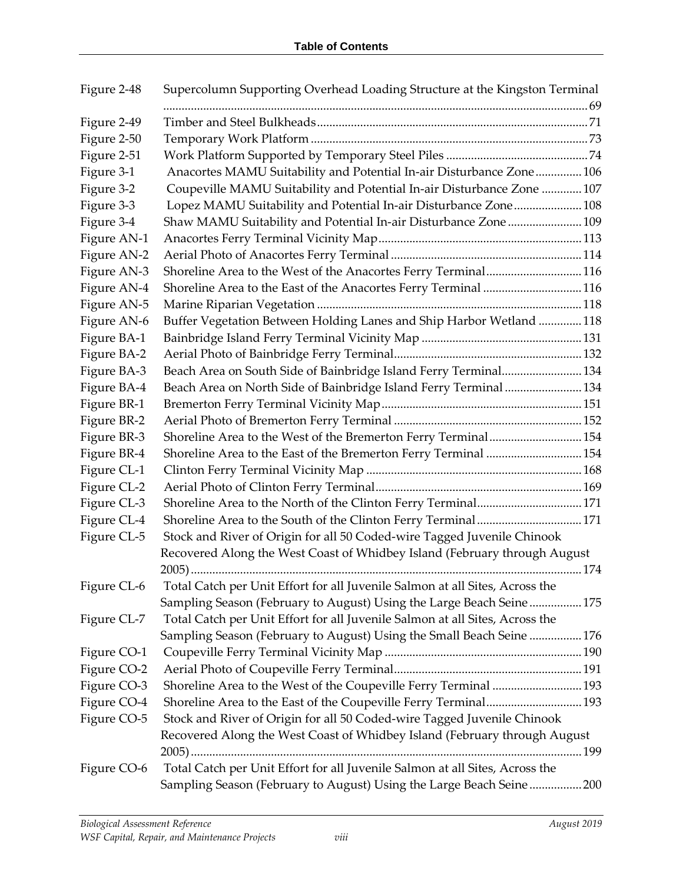| | | |
|---|---|---|
| Figure 2-48 | Supercolumn Supporting Overhead Loading Structure at the Kingston Terminal | 69 |
| Figure 2-49 | Timber and Steel Bulkheads | 71 |
| Figure 2-50 | Temporary Work Platform | 73 |
| Figure 2-51 | Work Platform Supported by Temporary Steel Piles | 74 |
| Figure 3-1 | Anacortes MAMU Suitability and Potential In-air Disturbance Zone | 106 |
| Figure 3-2 | Coupeville MAMU Suitability and Potential In-air Disturbance Zone | 107 |
| Figure 3-3 | Lopez MAMU Suitability and Potential In-air Disturbance Zone | 108 |
| Figure 3-4 | Shaw MAMU Suitability and Potential In-air Disturbance Zone | 109 |
| Figure AN-1 | Anacortes Ferry Terminal Vicinity Map | 113 |
| Figure AN-2 | Aerial Photo of Anacortes Ferry Terminal | 114 |
| Figure AN-3 | Shoreline Area to the West of the Anacortes Ferry Terminal | 116 |
| Figure AN-4 | Shoreline Area to the East of the Anacortes Ferry Terminal | 116 |
| Figure AN-5 | Marine Riparian Vegetation | 118 |
| Figure AN-6 | Buffer Vegetation Between Holding Lanes and Ship Harbor Wetland | 118 |
| Figure BA-1 | Bainbridge Island Ferry Terminal Vicinity Map | 131 |
| Figure BA-2 | Aerial Photo of Bainbridge Ferry Terminal | 132 |
| Figure BA-3 | Beach Area on South Side of Bainbridge Island Ferry Terminal | 134 |
| Figure BA-4 | Beach Area on North Side of Bainbridge Island Ferry Terminal | 134 |
| Figure BR-1 | Bremerton Ferry Terminal Vicinity Map | 151 |
| Figure BR-2 | Aerial Photo of Bremerton Ferry Terminal | 152 |
| Figure BR-3 | Shoreline Area to the West of the Bremerton Ferry Terminal | 154 |
| Figure BR-4 | Shoreline Area to the East of the Bremerton Ferry Terminal | 154 |
| Figure CL-1 | Clinton Ferry Terminal Vicinity Map | 168 |
| Figure CL-2 | Aerial Photo of Clinton Ferry Terminal | 169 |
| Figure CL-3 | Shoreline Area to the North of the Clinton Ferry Terminal | 171 |
| Figure CL-4 | Shoreline Area to the South of the Clinton Ferry Terminal | 171 |
| Figure CL-5 | Stock and River of Origin for all 50 Coded-wire Tagged Juvenile Chinook Recovered Along the West Coast of Whidbey Island (February through August 2005) | 174 |
| Figure CL-6 | Total Catch per Unit Effort for all Juvenile Salmon at all Sites, Across the Sampling Season (February to August) Using the Large Beach Seine | 175 |
| Figure CL-7 | Total Catch per Unit Effort for all Juvenile Salmon at all Sites, Across the Sampling Season (February to August) Using the Small Beach Seine | 176 |
| Figure CO-1 | Coupeville Ferry Terminal Vicinity Map | 190 |
| Figure CO-2 | Aerial Photo of Coupeville Ferry Terminal | 191 |
| Figure CO-3 | Shoreline Area to the West of the Coupeville Ferry Terminal | 193 |
| Figure CO-4 | Shoreline Area to the East of the Coupeville Ferry Terminal | 193 |
| Figure CO-5 | Stock and River of Origin for all 50 Coded-wire Tagged Juvenile Chinook Recovered Along the West Coast of Whidbey Island (February through August 2005) | 199 |
| Figure CO-6 | Total Catch per Unit Effort for all Juvenile Salmon at all Sites, Across the Sampling Season (February to August) Using the Large Beach Seine | 200 |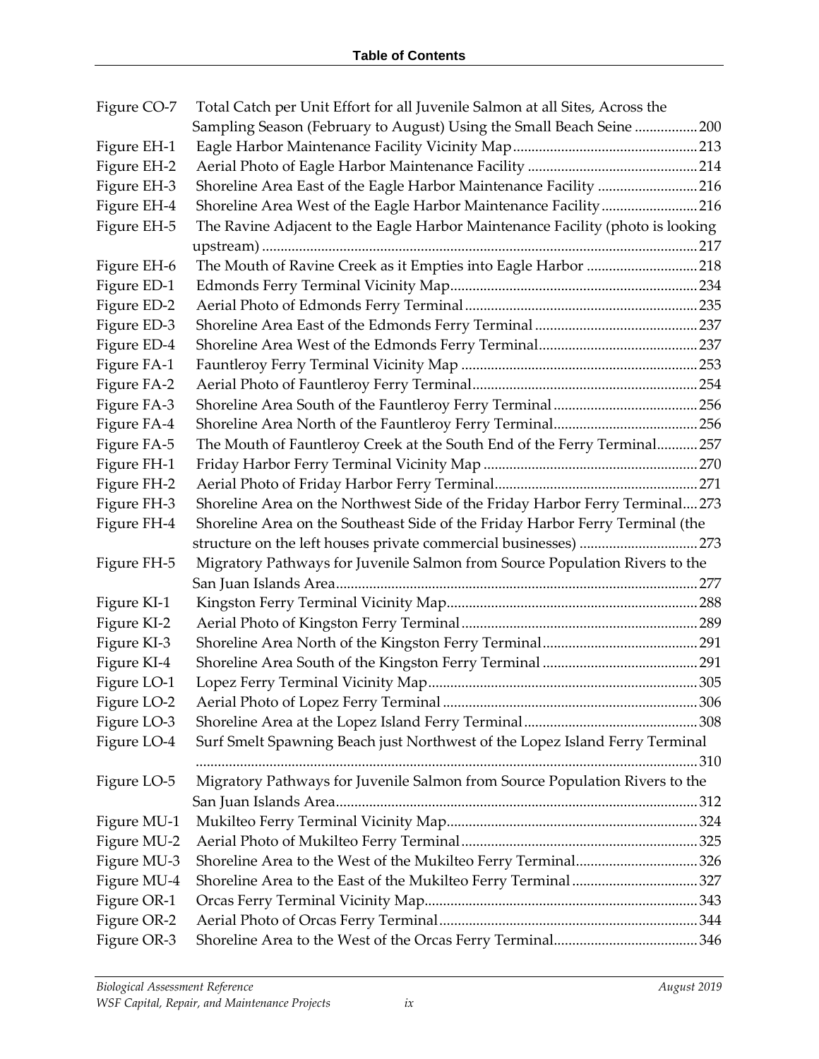Figure CO-7 Total Catch per Unit Effort for all Juvenile Salmon at all Sites, Across the Sampling Season (February to August) Using the Small Beach Seine ................. 200

Figure EH-1 Eagle Harbor Maintenance Facility Vicinity Map ................................................. 213

Figure EH-2 Aerial Photo of Eagle Harbor Maintenance Facility ............................................. 214

Figure EH-3 Shoreline Area East of the Eagle Harbor Maintenance Facility .......................... 216

Figure EH-4 Shoreline Area West of the Eagle Harbor Maintenance Facility ......................... 216

Figure EH-5 The Ravine Adjacent to the Eagle Harbor Maintenance Facility (photo is looking upstream) ..................................................................................................................... 217

Figure EH-6 The Mouth of Ravine Creek as it Empties into Eagle Harbor ............................. 218

Figure ED-1 Edmonds Ferry Terminal Vicinity Map .................................................................. 234

Figure ED-2 Aerial Photo of Edmonds Ferry Terminal .............................................................. 235

Figure ED-3 Shoreline Area East of the Edmonds Ferry Terminal ........................................... 237

Figure ED-4 Shoreline Area West of the Edmonds Ferry Terminal .......................................... 237

Figure FA-1 Fauntleroy Ferry Terminal Vicinity Map ............................................................... 253

Figure FA-2 Aerial Photo of Fauntleroy Ferry Terminal ............................................................ 254

Figure FA-3 Shoreline Area South of the Fauntleroy Ferry Terminal ...................................... 256

Figure FA-4 Shoreline Area North of the Fauntleroy Ferry Terminal ...................................... 256

Figure FA-5 The Mouth of Fauntleroy Creek at the South End of the Ferry Terminal ........... 257

Figure FH-1 Friday Harbor Ferry Terminal Vicinity Map .......................................................... 270

Figure FH-2 Aerial Photo of Friday Harbor Ferry Terminal ...................................................... 271

Figure FH-3 Shoreline Area on the Northwest Side of the Friday Harbor Ferry Terminal .... 273

Figure FH-4 Shoreline Area on the Southeast Side of the Friday Harbor Ferry Terminal (the structure on the left houses private commercial businesses) ................................ 273

Figure FH-5 Migratory Pathways for Juvenile Salmon from Source Population Rivers to the San Juan Islands Area ................................................................................................. 277

Figure KI-1 Kingston Ferry Terminal Vicinity Map ................................................................... 288

Figure KI-2 Aerial Photo of Kingston Ferry Terminal ............................................................... 289

Figure KI-3 Shoreline Area North of the Kingston Ferry Terminal .......................................... 291

Figure KI-4 Shoreline Area South of the Kingston Ferry Terminal .......................................... 291

Figure LO-1 Lopez Ferry Terminal Vicinity Map ........................................................................ 305

Figure LO-2 Aerial Photo of Lopez Ferry Terminal .................................................................... 306

Figure LO-3 Shoreline Area at the Lopez Island Ferry Terminal ............................................... 308

Figure LO-4 Surf Smelt Spawning Beach just Northwest of the Lopez Island Ferry Terminal ....................................................................................................................................... 310

Figure LO-5 Migratory Pathways for Juvenile Salmon from Source Population Rivers to the San Juan Islands Area ................................................................................................. 312

Figure MU-1 Mukilteo Ferry Terminal Vicinity Map ................................................................... 324

Figure MU-2 Aerial Photo of Mukilteo Ferry Terminal ............................................................... 325

Figure MU-3 Shoreline Area to the West of the Mukilteo Ferry Terminal ................................. 326

Figure MU-4 Shoreline Area to the East of the Mukilteo Ferry Terminal .................................. 327

Figure OR-1 Orcas Ferry Terminal Vicinity Map ......................................................................... 343

Figure OR-2 Aerial Photo of Orcas Ferry Terminal ..................................................................... 344

Figure OR-3 Shoreline Area to the West of the Orcas Ferry Terminal ....................................... 346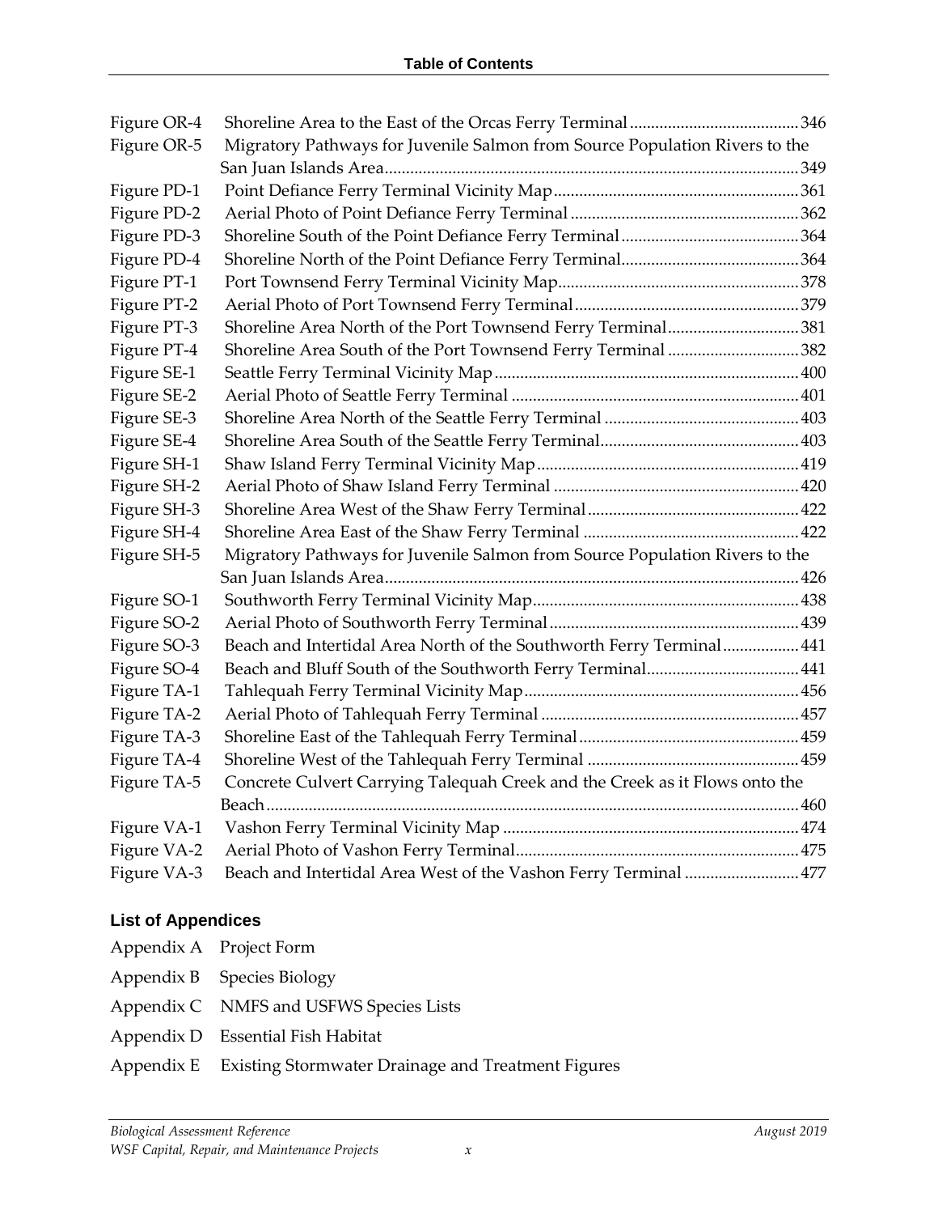| | | |
|---|---|---|
| Figure OR-4 | Shoreline Area to the East of the Orcas Ferry Terminal | 346 |
| Figure OR-5 | Migratory Pathways for Juvenile Salmon from Source Population Rivers to the San Juan Islands Area | 349 |
| Figure PD-1 | Point Defiance Ferry Terminal Vicinity Map | 361 |
| Figure PD-2 | Aerial Photo of Point Defiance Ferry Terminal | 362 |
| Figure PD-3 | Shoreline South of the Point Defiance Ferry Terminal | 364 |
| Figure PD-4 | Shoreline North of the Point Defiance Ferry Terminal | 364 |
| Figure PT-1 | Port Townsend Ferry Terminal Vicinity Map | 378 |
| Figure PT-2 | Aerial Photo of Port Townsend Ferry Terminal | 379 |
| Figure PT-3 | Shoreline Area North of the Port Townsend Ferry Terminal | 381 |
| Figure PT-4 | Shoreline Area South of the Port Townsend Ferry Terminal | 382 |
| Figure SE-1 | Seattle Ferry Terminal Vicinity Map | 400 |
| Figure SE-2 | Aerial Photo of Seattle Ferry Terminal | 401 |
| Figure SE-3 | Shoreline Area North of the Seattle Ferry Terminal | 403 |
| Figure SE-4 | Shoreline Area South of the Seattle Ferry Terminal | 403 |
| Figure SH-1 | Shaw Island Ferry Terminal Vicinity Map | 419 |
| Figure SH-2 | Aerial Photo of Shaw Island Ferry Terminal | 420 |
| Figure SH-3 | Shoreline Area West of the Shaw Ferry Terminal | 422 |
| Figure SH-4 | Shoreline Area East of the Shaw Ferry Terminal | 422 |
| Figure SH-5 | Migratory Pathways for Juvenile Salmon from Source Population Rivers to the San Juan Islands Area | 426 |
| Figure SO-1 | Southworth Ferry Terminal Vicinity Map | 438 |
| Figure SO-2 | Aerial Photo of Southworth Ferry Terminal | 439 |
| Figure SO-3 | Beach and Intertidal Area North of the Southworth Ferry Terminal | 441 |
| Figure SO-4 | Beach and Bluff South of the Southworth Ferry Terminal | 441 |
| Figure TA-1 | Tahlequah Ferry Terminal Vicinity Map | 456 |
| Figure TA-2 | Aerial Photo of Tahlequah Ferry Terminal | 457 |
| Figure TA-3 | Shoreline East of the Tahlequah Ferry Terminal | 459 |
| Figure TA-4 | Shoreline West of the Tahlequah Ferry Terminal | 459 |
| Figure TA-5 | Concrete Culvert Carrying Talequah Creek and the Creek as it Flows onto the Beach | 460 |
| Figure VA-1 | Vashon Ferry Terminal Vicinity Map | 474 |
| Figure VA-2 | Aerial Photo of Vashon Ferry Terminal | 475 |
| Figure VA-3 | Beach and Intertidal Area West of the Vashon Ferry Terminal | 477 |

### List of Appendices

Appendix A Project Form

Appendix B Species Biology

Appendix C NMFS and USFWS Species Lists

Appendix D Essential Fish Habitat

Appendix E Existing Stormwater Drainage and Treatment Figures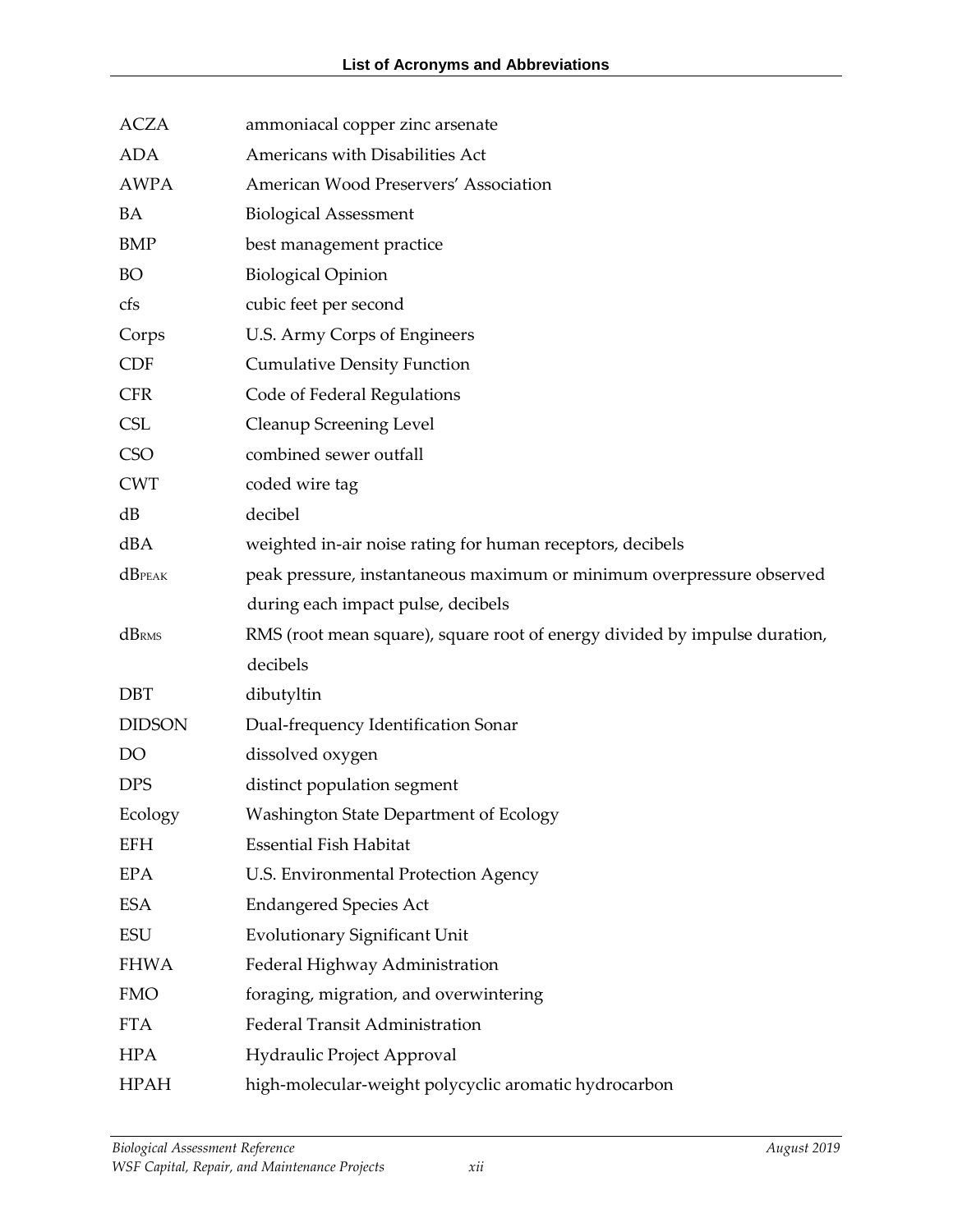# List of Acronyms and Abbreviations

| | |
|---|---|
| ACZA | ammoniacal copper zinc arsenate |
| ADA | Americans with Disabilities Act |
| AWPA | American Wood Preservers' Association |
| BA | Biological Assessment |
| BMP | best management practice |
| BO | Biological Opinion |
| cfs | cubic feet per second |
| Corps | U.S. Army Corps of Engineers |
| CDF | Cumulative Density Function |
| CFR | Code of Federal Regulations |
| CSL | Cleanup Screening Level |
| CSO | combined sewer outfall |
| CWT | coded wire tag |
| dB | decibel |
| dBA | weighted in-air noise rating for human receptors, decibels |
| $dB_{PEAK}$ | peak pressure, instantaneous maximum or minimum overpressure observed during each impact pulse, decibels |
| $dB_{RMS}$ | RMS (root mean square), square root of energy divided by impulse duration, decibels |
| DBT | dibutyltin |
| DIDSON | Dual-frequency Identification Sonar |
| DO | dissolved oxygen |
| DPS | distinct population segment |
| Ecology | Washington State Department of Ecology |
| EFH | Essential Fish Habitat |
| EPA | U.S. Environmental Protection Agency |
| ESA | Endangered Species Act |
| ESU | Evolutionary Significant Unit |
| FHWA | Federal Highway Administration |
| FMO | foraging, migration, and overwintering |
| FTA | Federal Transit Administration |
| HPA | Hydraulic Project Approval |
| HPAH | high-molecular-weight polycyclic aromatic hydrocarbon |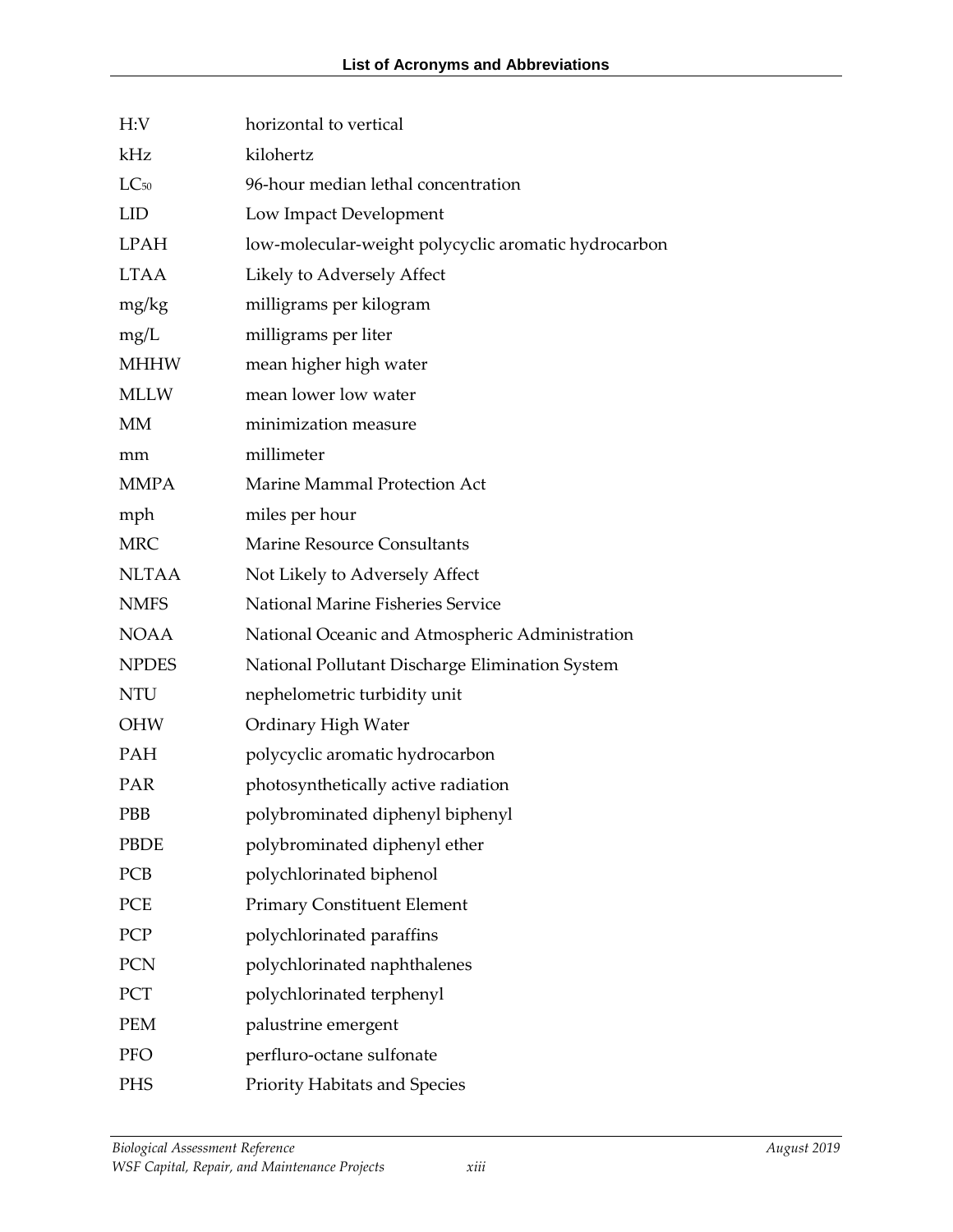| | |
|---|---|
| H:V | horizontal to vertical |
| kHz | kilohertz |
| $LC_{50}$ | 96-hour median lethal concentration |
| LID | Low Impact Development |
| LPAH | low-molecular-weight polycyclic aromatic hydrocarbon |
| LTAA | Likely to Adversely Affect |
| mg/kg | milligrams per kilogram |
| mg/L | milligrams per liter |
| MHHW | mean higher high water |
| MLLW | mean lower low water |
| MM | minimization measure |
| mm | millimeter |
| MMPA | Marine Mammal Protection Act |
| mph | miles per hour |
| MRC | Marine Resource Consultants |
| NLTAA | Not Likely to Adversely Affect |
| NMFS | National Marine Fisheries Service |
| NOAA | National Oceanic and Atmospheric Administration |
| NPDES | National Pollutant Discharge Elimination System |
| NTU | nephelometric turbidity unit |
| OHW | Ordinary High Water |
| PAH | polycyclic aromatic hydrocarbon |
| PAR | photosynthetically active radiation |
| PBB | polybrominated diphenyl biphenyl |
| PBDE | polybrominated diphenyl ether |
| PCB | polychlorinated biphenol |
| PCE | Primary Constituent Element |
| PCP | polychlorinated paraffins |
| PCN | polychlorinated naphthalenes |
| PCT | polychlorinated terphenyl |
| PEM | palustrine emergent |
| PFO | perfluro-octane sulfonate |
| PHS | Priority Habitats and Species |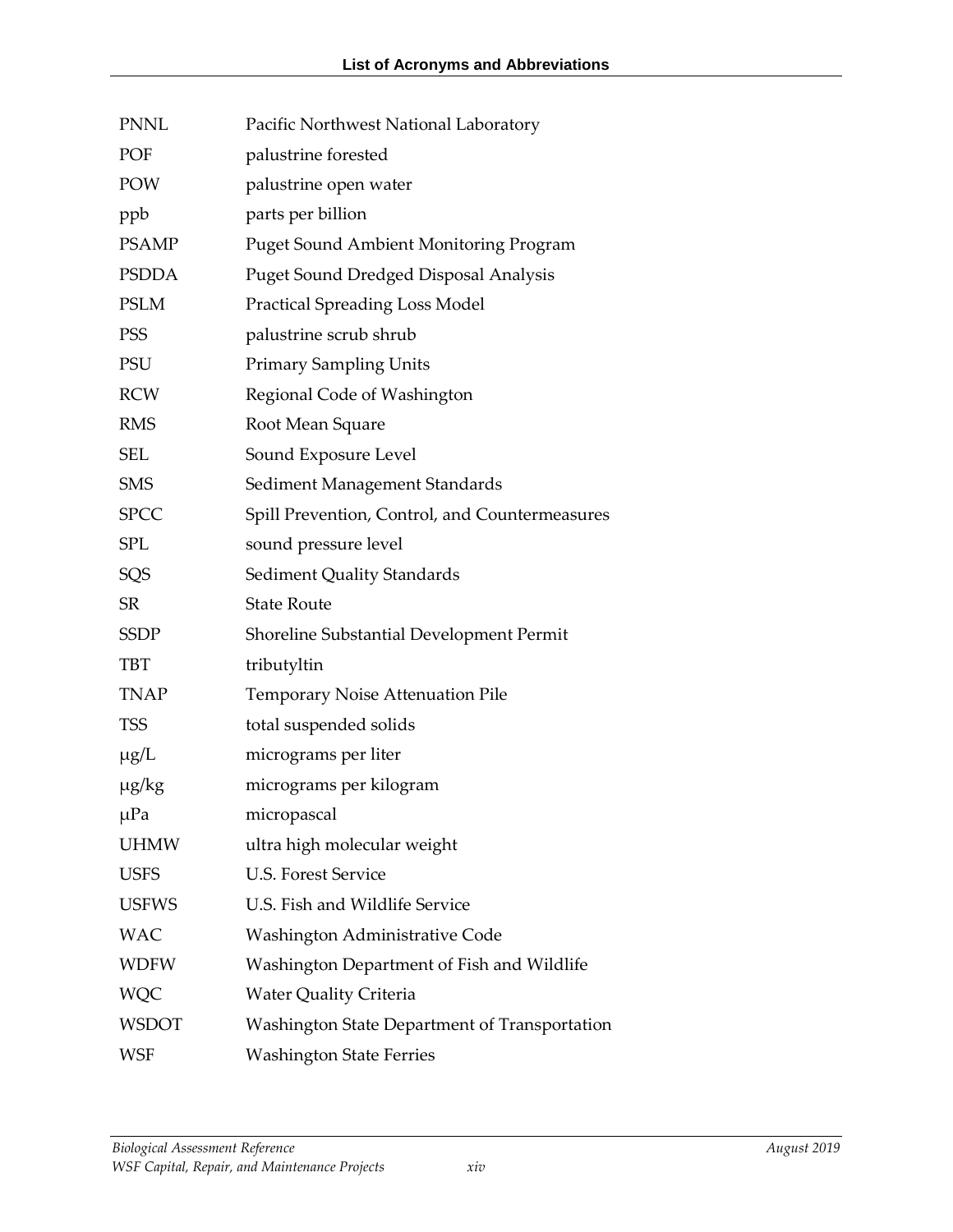| | |
|---|---|
| PNNL | Pacific Northwest National Laboratory |
| POF | palustrine forested |
| POW | palustrine open water |
| ppb | parts per billion |
| PSAMP | Puget Sound Ambient Monitoring Program |
| PSDDA | Puget Sound Dredged Disposal Analysis |
| PSLM | Practical Spreading Loss Model |
| PSS | palustrine scrub shrub |
| PSU | Primary Sampling Units |
| RCW | Regional Code of Washington |
| RMS | Root Mean Square |
| SEL | Sound Exposure Level |
| SMS | Sediment Management Standards |
| SPCC | Spill Prevention, Control, and Countermeasures |
| SPL | sound pressure level |
| SQS | Sediment Quality Standards |
| SR | State Route |
| SSDP | Shoreline Substantial Development Permit |
| TBT | tributyltin |
| TNAP | Temporary Noise Attenuation Pile |
| TSS | total suspended solids |
| μg/L | micrograms per liter |
| μg/kg | micrograms per kilogram |
| μPa | micropascal |
| UHMW | ultra high molecular weight |
| USFS | U.S. Forest Service |
| USFWS | U.S. Fish and Wildlife Service |
| WAC | Washington Administrative Code |
| WDFW | Washington Department of Fish and Wildlife |
| WQC | Water Quality Criteria |
| WSDOT | Washington State Department of Transportation |
| WSF | Washington State Ferries |